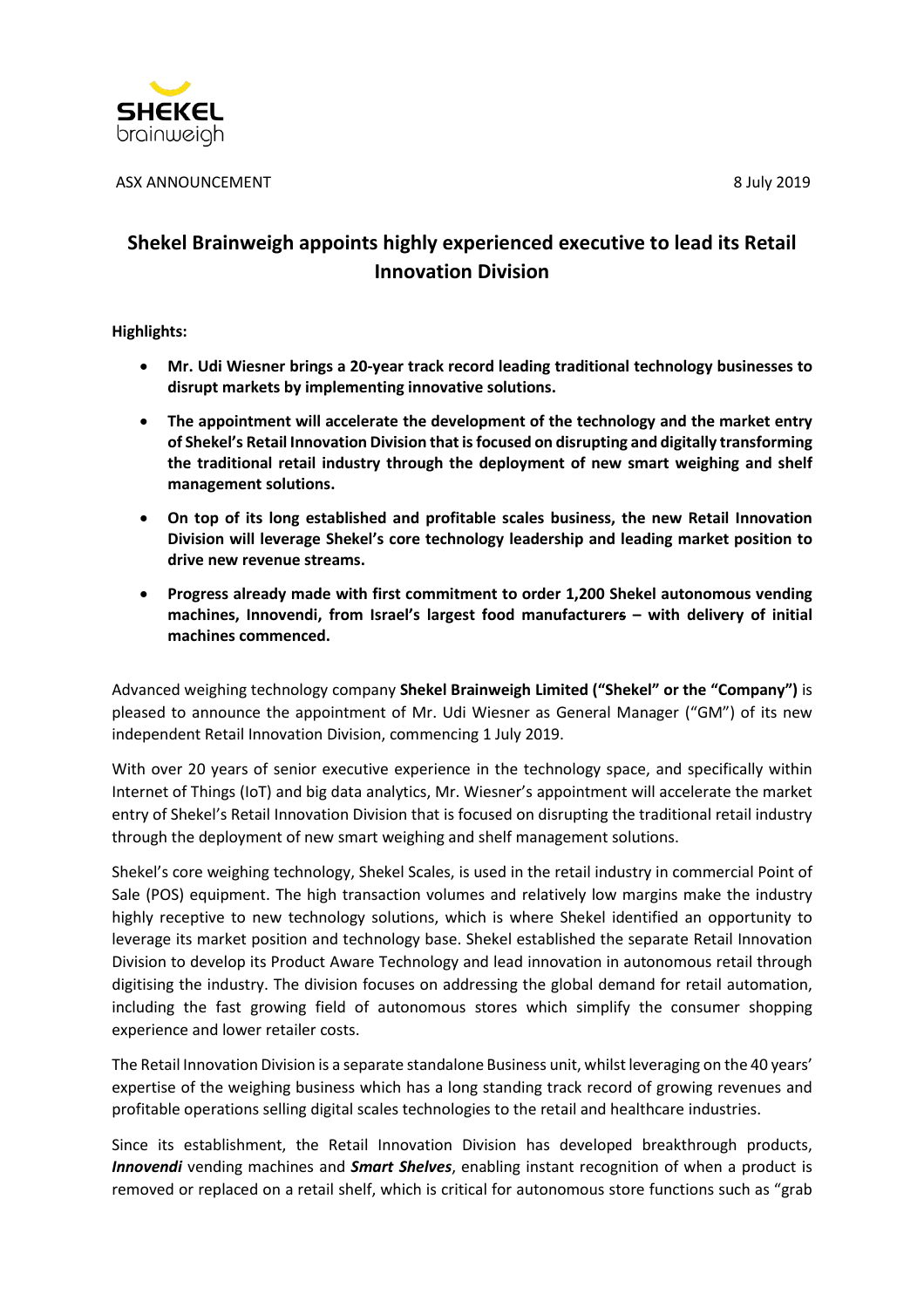ASX ANNOUNCEMENT 8 July 2019

# Shekel Brainweigh appoints highly experienced executive to lead its Retail Innovation Division

**Highlights:**

- **Mr. Udi Wiesner brings a 20-year track record leading traditional technology businesses to disrupt markets by implementing innovative solutions.**
- **The appointment will accelerate the development of the technology and the market entry of Shekel's Retail Innovation Division that is focused on disrupting and digitally transforming the traditional retail industry through the deployment of new smart weighing and shelf management solutions.**
- **On top of its long established and profitable scales business, the new Retail Innovation Division will leverage Shekel's core technology leadership and leading market position to drive new revenue streams.**
- **Progress already made with first commitment to order 1,200 Shekel autonomous vending machines, Innovendi, from Israel's largest food manufacturers – with delivery of initial machines commenced.**

Advanced weighing technology company **Shekel Brainweigh Limited ("Shekel" or the "Company")** is pleased to announce the appointment of Mr. Udi Wiesner as General Manager ("GM") of its new independent Retail Innovation Division, commencing 1 July 2019.

With over 20 years of senior executive experience in the technology space, and specifically within Internet of Things (IoT) and big data analytics, Mr. Wiesner's appointment will accelerate the market entry of Shekel's Retail Innovation Division that is focused on disrupting the traditional retail industry through the deployment of new smart weighing and shelf management solutions.

Shekel's core weighing technology, Shekel Scales, is used in the retail industry in commercial Point of Sale (POS) equipment. The high transaction volumes and relatively low margins make the industry highly receptive to new technology solutions, which is where Shekel identified an opportunity to leverage its market position and technology base. Shekel established the separate Retail Innovation Division to develop its Product Aware Technology and lead innovation in autonomous retail through digitising the industry. The division focuses on addressing the global demand for retail automation, including the fast growing field of autonomous stores which simplify the consumer shopping experience and lower retailer costs.

The Retail Innovation Division is a separate standalone Business unit, whilst leveraging on the 40 years' expertise of the weighing business which has a long standing track record of growing revenues and profitable operations selling digital scales technologies to the retail and healthcare industries.

Since its establishment, the Retail Innovation Division has developed breakthrough products, ***Innovendi*** vending machines and ***Smart Shelves***, enabling instant recognition of when a product is removed or replaced on a retail shelf, which is critical for autonomous store functions such as "grab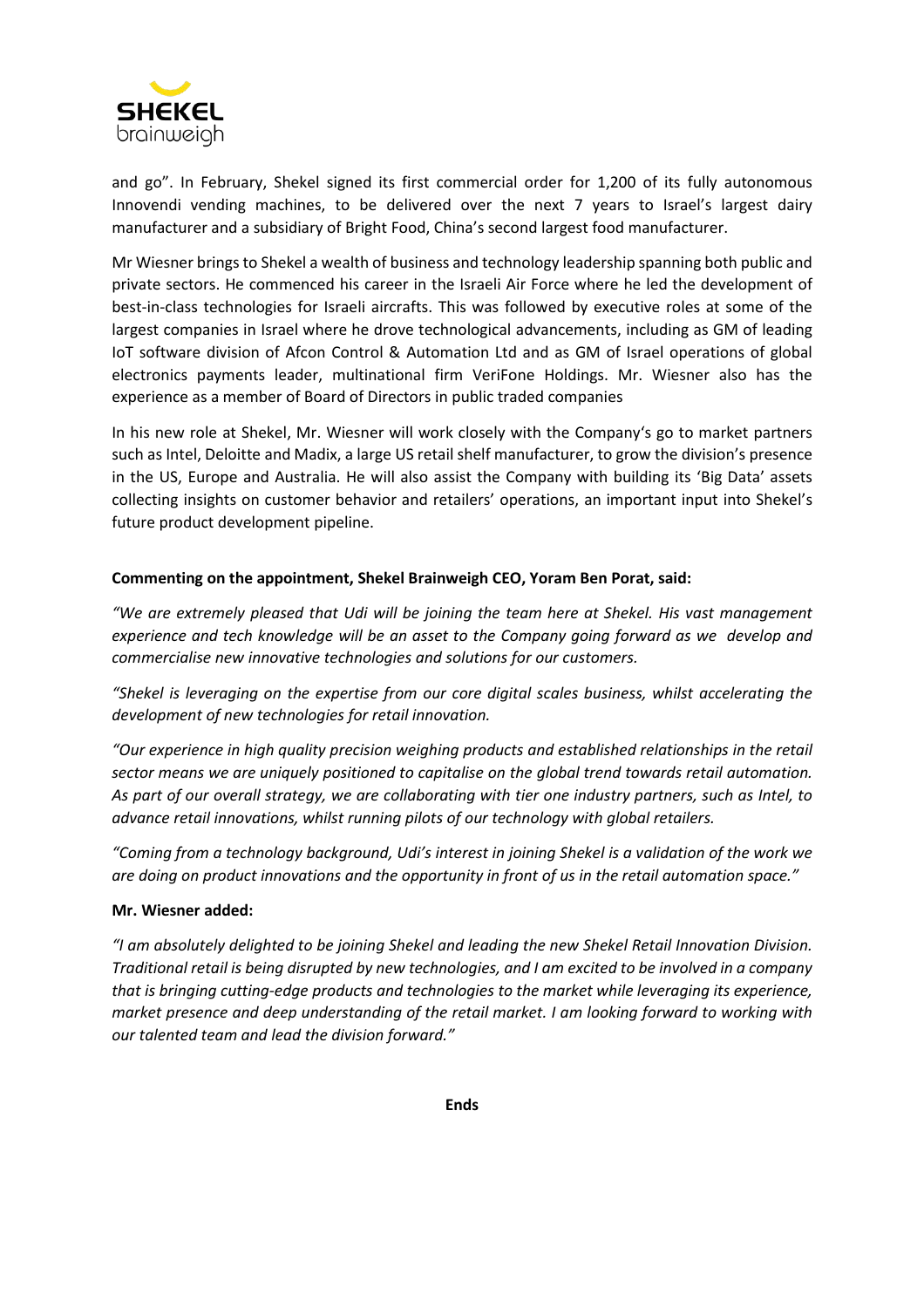and go". In February, Shekel signed its first commercial order for 1,200 of its fully autonomous Innovendi vending machines, to be delivered over the next 7 years to Israel's largest dairy manufacturer and a subsidiary of Bright Food, China's second largest food manufacturer.

Mr Wiesner brings to Shekel a wealth of business and technology leadership spanning both public and private sectors. He commenced his career in the Israeli Air Force where he led the development of best-in-class technologies for Israeli aircrafts. This was followed by executive roles at some of the largest companies in Israel where he drove technological advancements, including as GM of leading IoT software division of Afcon Control & Automation Ltd and as GM of Israel operations of global electronics payments leader, multinational firm VeriFone Holdings. Mr. Wiesner also has the experience as a member of Board of Directors in public traded companies

In his new role at Shekel, Mr. Wiesner will work closely with the Company's go to market partners such as Intel, Deloitte and Madix, a large US retail shelf manufacturer, to grow the division's presence in the US, Europe and Australia. He will also assist the Company with building its 'Big Data' assets collecting insights on customer behavior and retailers' operations, an important input into Shekel's future product development pipeline.

**Commenting on the appointment, Shekel Brainweigh CEO, Yoram Ben Porat, said:**

*"We are extremely pleased that Udi will be joining the team here at Shekel. His vast management experience and tech knowledge will be an asset to the Company going forward as we develop and commercialise new innovative technologies and solutions for our customers.*

*"Shekel is leveraging on the expertise from our core digital scales business, whilst accelerating the development of new technologies for retail innovation.*

*"Our experience in high quality precision weighing products and established relationships in the retail sector means we are uniquely positioned to capitalise on the global trend towards retail automation. As part of our overall strategy, we are collaborating with tier one industry partners, such as Intel, to advance retail innovations, whilst running pilots of our technology with global retailers.*

*"Coming from a technology background, Udi's interest in joining Shekel is a validation of the work we are doing on product innovations and the opportunity in front of us in the retail automation space."*

**Mr. Wiesner added:**

*"I am absolutely delighted to be joining Shekel and leading the new Shekel Retail Innovation Division. Traditional retail is being disrupted by new technologies, and I am excited to be involved in a company that is bringing cutting-edge products and technologies to the market while leveraging its experience, market presence and deep understanding of the retail market. I am looking forward to working with our talented team and lead the division forward."*

**Ends**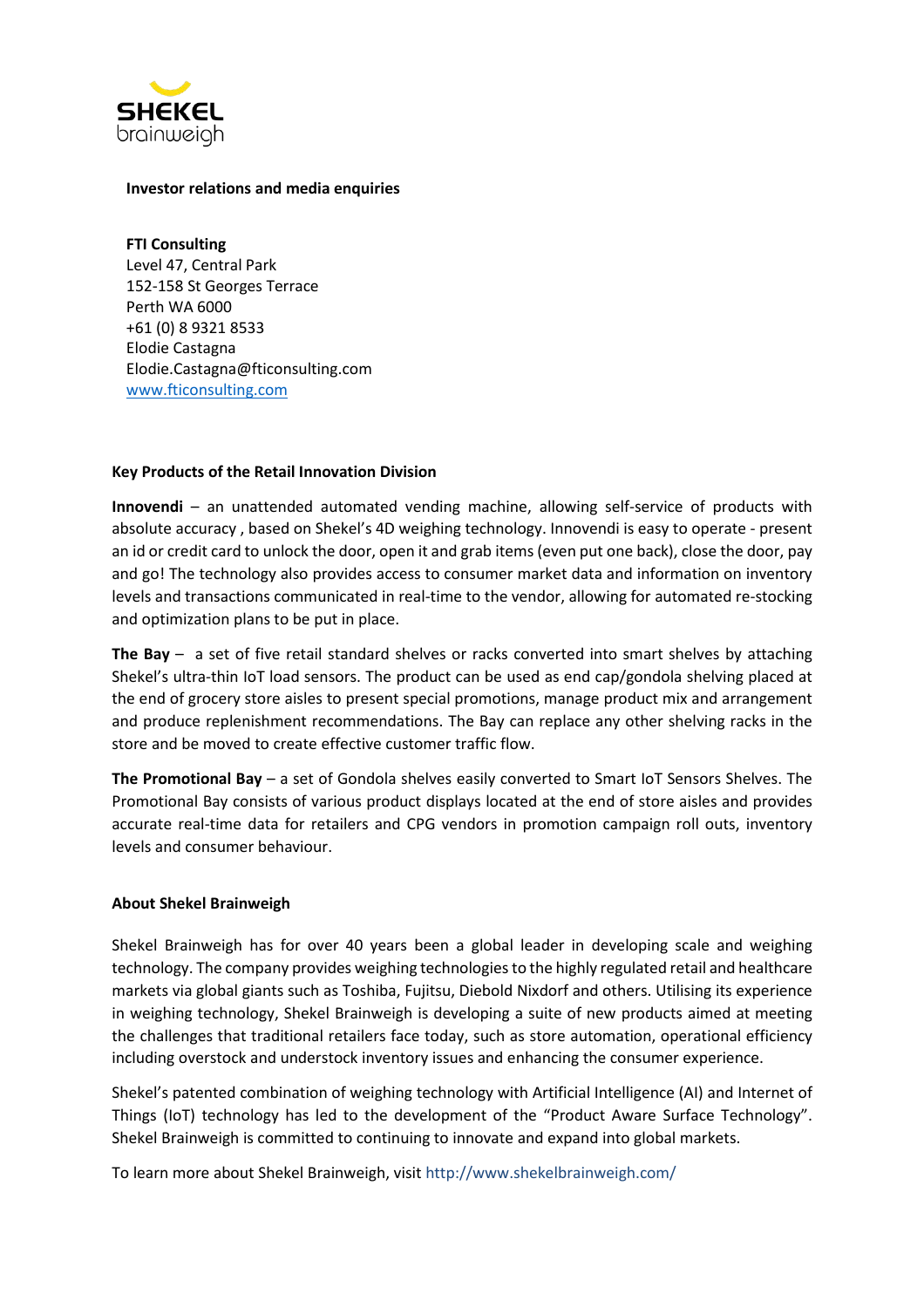**Investor relations and media enquiries**

**FTI Consulting**
Level 47, Central Park
152-158 St Georges Terrace
Perth WA 6000
+61 (0) 8 9321 8533
Elodie Castagna
Elodie.Castagna@fticonsulting.com
[www.fticonsulting.com](http://www.fticonsulting.com)

**Key Products of the Retail Innovation Division**

**Innovendi** – an unattended automated vending machine, allowing self-service of products with absolute accuracy , based on Shekel's 4D weighing technology. Innovendi is easy to operate - present an id or credit card to unlock the door, open it and grab items (even put one back), close the door, pay and go! The technology also provides access to consumer market data and information on inventory levels and transactions communicated in real-time to the vendor, allowing for automated re-stocking and optimization plans to be put in place.

**The Bay** – a set of five retail standard shelves or racks converted into smart shelves by attaching Shekel's ultra-thin IoT load sensors. The product can be used as end cap/gondola shelving placed at the end of grocery store aisles to present special promotions, manage product mix and arrangement and produce replenishment recommendations. The Bay can replace any other shelving racks in the store and be moved to create effective customer traffic flow.

**The Promotional Bay** – a set of Gondola shelves easily converted to Smart IoT Sensors Shelves. The Promotional Bay consists of various product displays located at the end of store aisles and provides accurate real-time data for retailers and CPG vendors in promotion campaign roll outs, inventory levels and consumer behaviour.

**About Shekel Brainweigh**

Shekel Brainweigh has for over 40 years been a global leader in developing scale and weighing technology. The company provides weighing technologies to the highly regulated retail and healthcare markets via global giants such as Toshiba, Fujitsu, Diebold Nixdorf and others. Utilising its experience in weighing technology, Shekel Brainweigh is developing a suite of new products aimed at meeting the challenges that traditional retailers face today, such as store automation, operational efficiency including overstock and understock inventory issues and enhancing the consumer experience.

Shekel's patented combination of weighing technology with Artificial Intelligence (AI) and Internet of Things (IoT) technology has led to the development of the "Product Aware Surface Technology". Shekel Brainweigh is committed to continuing to innovate and expand into global markets.

To learn more about Shekel Brainweigh, visit http://www.shekelbrainweigh.com/